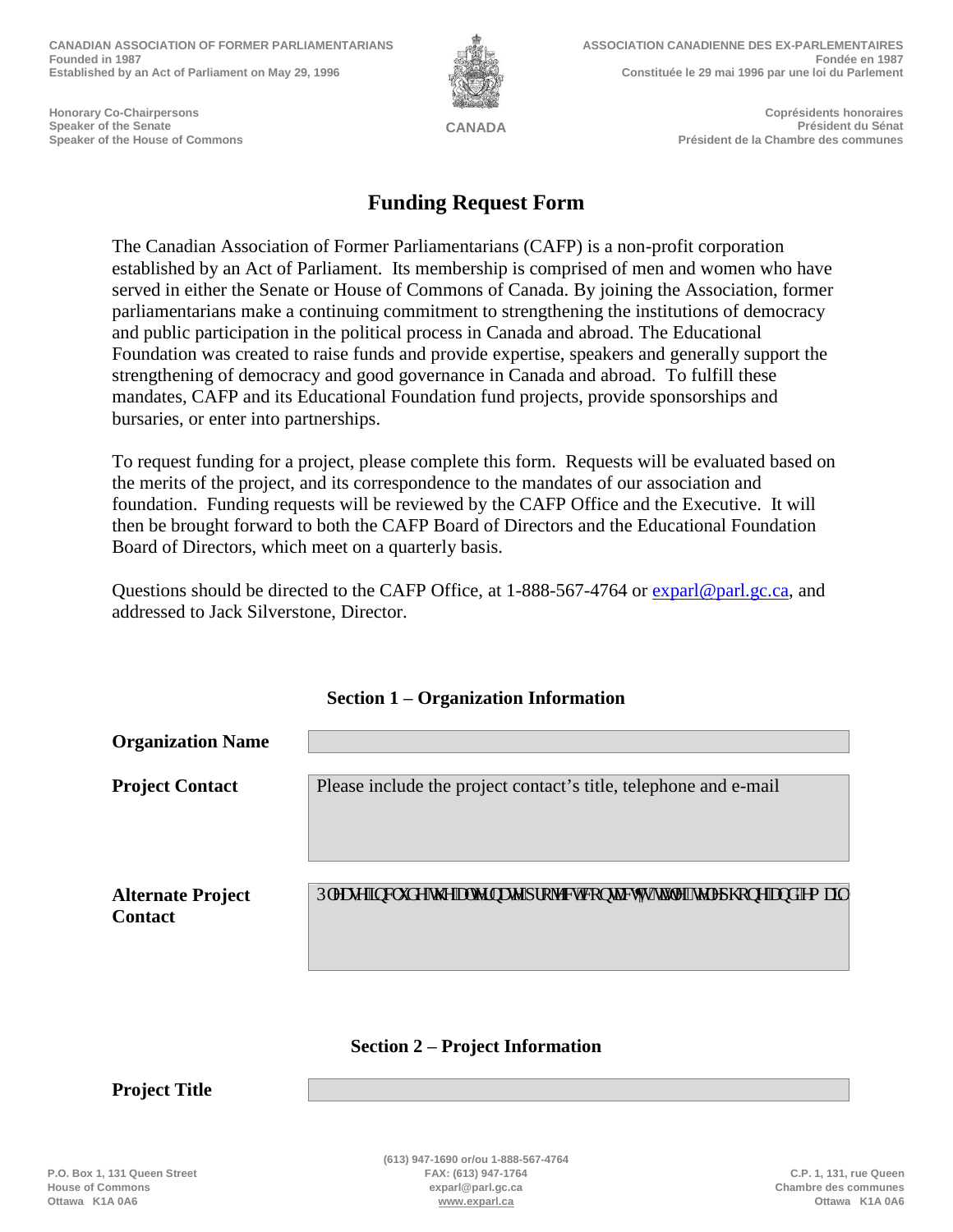**CANADIAN ASSOCIATION OF FORMER PARLIAMENTARIANS**
**Founded in 1987**
**Established by an Act of Parliament on May 29, 1996**

**Honorary Co-Chairpersons**
**Speaker of the Senate**
**Speaker of the House of Commons**

**CANADA**

**ASSOCIATION CANADIENNE DES EX-PARLEMENTAIRES**
**Fondée en 1987**
**Constituée le 29 mai 1996 par une loi du Parlement**

**Coprésidents honoraires**
**Président du Sénat**
**Président de la Chambre des communes**

# Funding Request Form

The Canadian Association of Former Parliamentarians (CAFP) is a non-profit corporation established by an Act of Parliament. Its membership is comprised of men and women who have served in either the Senate or House of Commons of Canada. By joining the Association, former parliamentarians make a continuing commitment to strengthening the institutions of democracy and public participation in the political process in Canada and abroad. The Educational Foundation was created to raise funds and provide expertise, speakers and generally support the strengthening of democracy and good governance in Canada and abroad. To fulfill these mandates, CAFP and its Educational Foundation fund projects, provide sponsorships and bursaries, or enter into partnerships.

To request funding for a project, please complete this form. Requests will be evaluated based on the merits of the project, and its correspondence to the mandates of our association and foundation. Funding requests will be reviewed by the CAFP Office and the Executive. It will then be brought forward to both the CAFP Board of Directors and the Educational Foundation Board of Directors, which meet on a quarterly basis.

Questions should be directed to the CAFP Office, at 1-888-567-4764 or exparl@parl.gc.ca, and addressed to Jack Silverstone, Director.

## Section 1 – Organization Information

| | |
|---|---|
| **Organization Name** | |
| **Project Contact** | Please include the project contact's title, telephone and e-mail |
| **Alternate Project Contact** | Please include the alternate project contact's title, telephone and e-mail |

## Section 2 – Project Information

| | |
|---|---|
| **Project Title** | |

P.O. Box 1, 131 Queen Street
House of Commons
Ottawa K1A 0A6

(613) 947-1690 or/ou 1-888-567-4764
FAX: (613) 947-1764
exparl@parl.gc.ca
www.exparl.ca

C.P. 1, 131, rue Queen
Chambre des communes
Ottawa K1A 0A6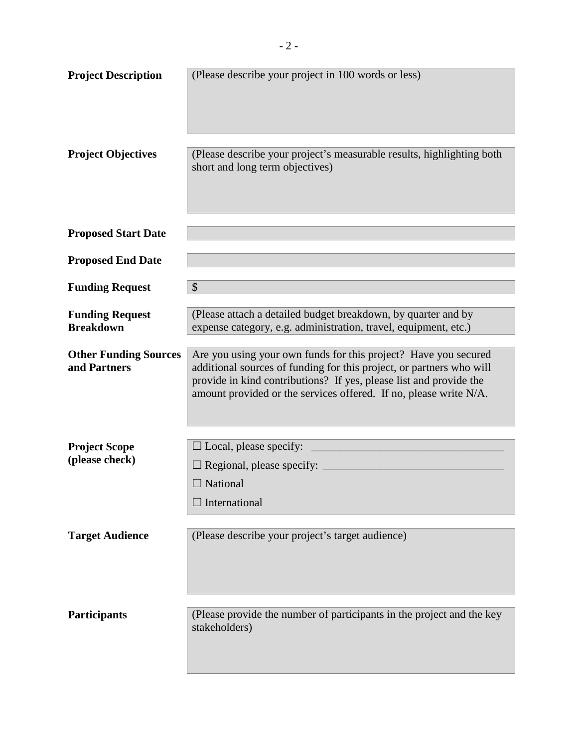| | |
|---|---|
| **Project Description** | (Please describe your project in 100 words or less) |
| **Project Objectives** | (Please describe your project's measurable results, highlighting both short and long term objectives) |
| **Proposed Start Date** | |
| **Proposed End Date** | |
| **Funding Request** | $ |
| **Funding Request Breakdown** | (Please attach a detailed budget breakdown, by quarter and by expense category, e.g. administration, travel, equipment, etc.) |
| **Other Funding Sources and Partners** | Are you using your own funds for this project? Have you secured additional sources of funding for this project, or partners who will provide in kind contributions? If yes, please list and provide the amount provided or the services offered. If no, please write N/A. |
| **Project Scope (please check)** | ☐ Local, please specify: ________________________________<br>☐ Regional, please specify: ______________________________<br>☐ National<br>☐ International |
| **Target Audience** | (Please describe your project's target audience) |
| **Participants** | (Please provide the number of participants in the project and the key stakeholders) |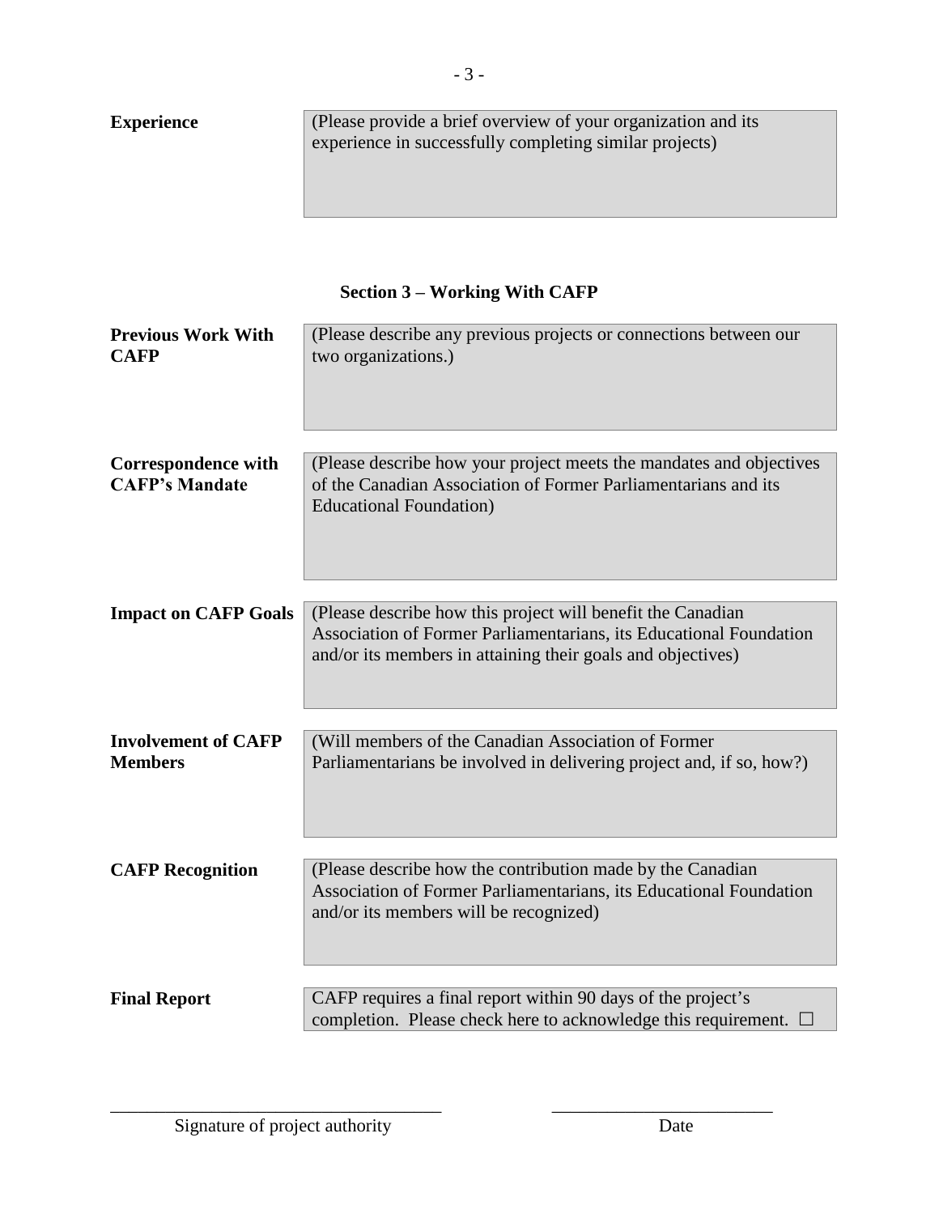| | |
|---|---|
| **Experience** | (Please provide a brief overview of your organization and its experience in successfully completing similar projects) |

## Section 3 – Working With CAFP

| | |
|---|---|
| **Previous Work With CAFP** | (Please describe any previous projects or connections between our two organizations.) |
| **Correspondence with CAFP's Mandate** | (Please describe how your project meets the mandates and objectives of the Canadian Association of Former Parliamentarians and its Educational Foundation) |
| **Impact on CAFP Goals** | (Please describe how this project will benefit the Canadian Association of Former Parliamentarians, its Educational Foundation and/or its members in attaining their goals and objectives) |
| **Involvement of CAFP Members** | (Will members of the Canadian Association of Former Parliamentarians be involved in delivering project and, if so, how?) |
| **CAFP Recognition** | (Please describe how the contribution made by the Canadian Association of Former Parliamentarians, its Educational Foundation and/or its members will be recognized) |
| **Final Report** | CAFP requires a final report within 90 days of the project's completion. Please check here to acknowledge this requirement. ☐ |

___________________________________ Signature of project authority

_______________________ Date